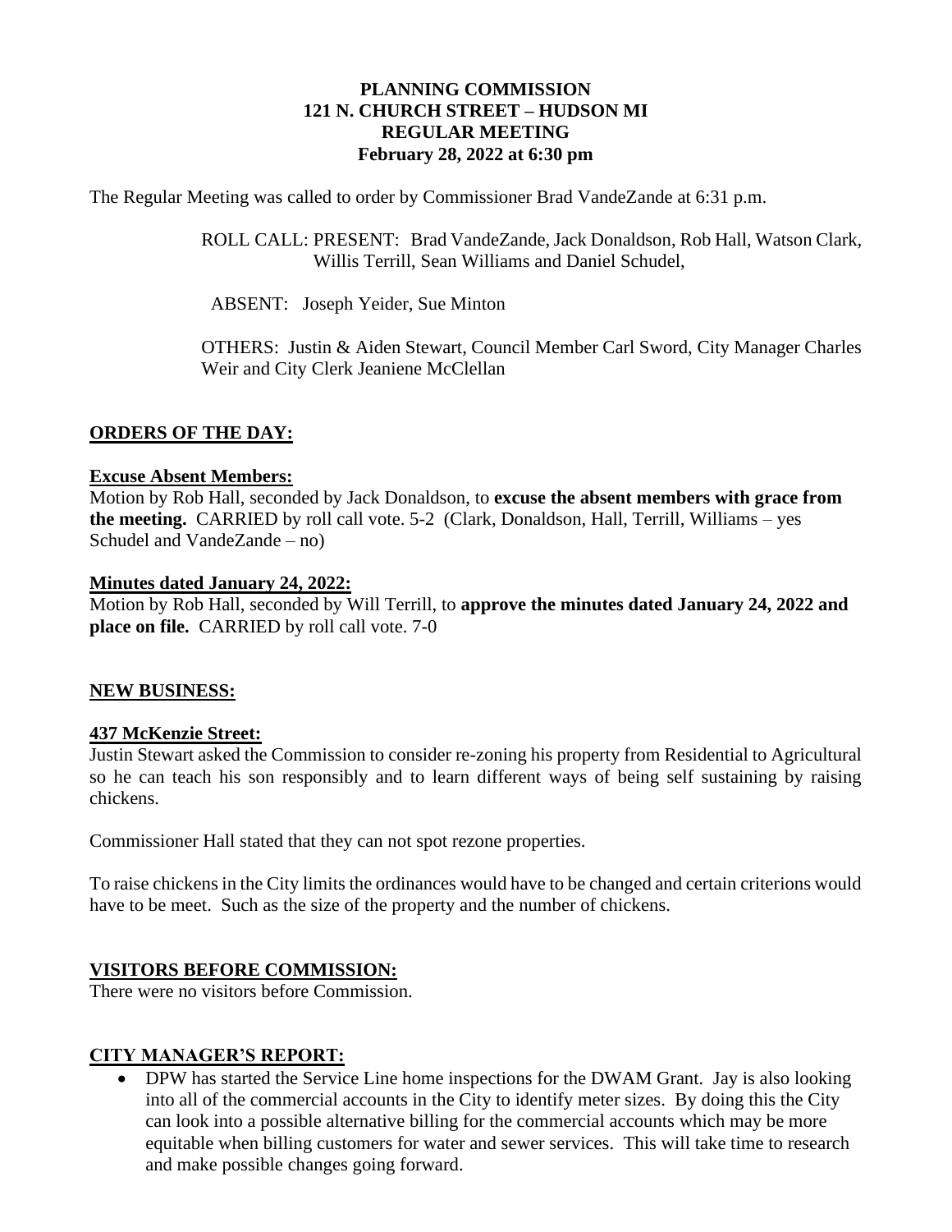**PLANNING COMMISSION**
**121 N. CHURCH STREET – HUDSON MI**
**REGULAR MEETING**
**February 28, 2022 at 6:30 pm**

The Regular Meeting was called to order by Commissioner Brad VandeZande at 6:31 p.m.

ROLL CALL: PRESENT: Brad VandeZande, Jack Donaldson, Rob Hall, Watson Clark, Willis Terrill, Sean Williams and Daniel Schudel,

ABSENT: Joseph Yeider, Sue Minton

OTHERS: Justin & Aiden Stewart, Council Member Carl Sword, City Manager Charles Weir and City Clerk Jeaniene McClellan

## ORDERS OF THE DAY:

### Excuse Absent Members:

Motion by Rob Hall, seconded by Jack Donaldson, to **excuse the absent members with grace from the meeting.** CARRIED by roll call vote. 5-2 (Clark, Donaldson, Hall, Terrill, Williams – yes Schudel and VandeZande – no)

### Minutes dated January 24, 2022:

Motion by Rob Hall, seconded by Will Terrill, to **approve the minutes dated January 24, 2022 and place on file.** CARRIED by roll call vote. 7-0

## NEW BUSINESS:

### 437 McKenzie Street:

Justin Stewart asked the Commission to consider re-zoning his property from Residential to Agricultural so he can teach his son responsibly and to learn different ways of being self sustaining by raising chickens.

Commissioner Hall stated that they can not spot rezone properties.

To raise chickens in the City limits the ordinances would have to be changed and certain criterions would have to be meet. Such as the size of the property and the number of chickens.

## VISITORS BEFORE COMMISSION:

There were no visitors before Commission.

## CITY MANAGER'S REPORT:

- DPW has started the Service Line home inspections for the DWAM Grant. Jay is also looking into all of the commercial accounts in the City to identify meter sizes. By doing this the City can look into a possible alternative billing for the commercial accounts which may be more equitable when billing customers for water and sewer services. This will take time to research and make possible changes going forward.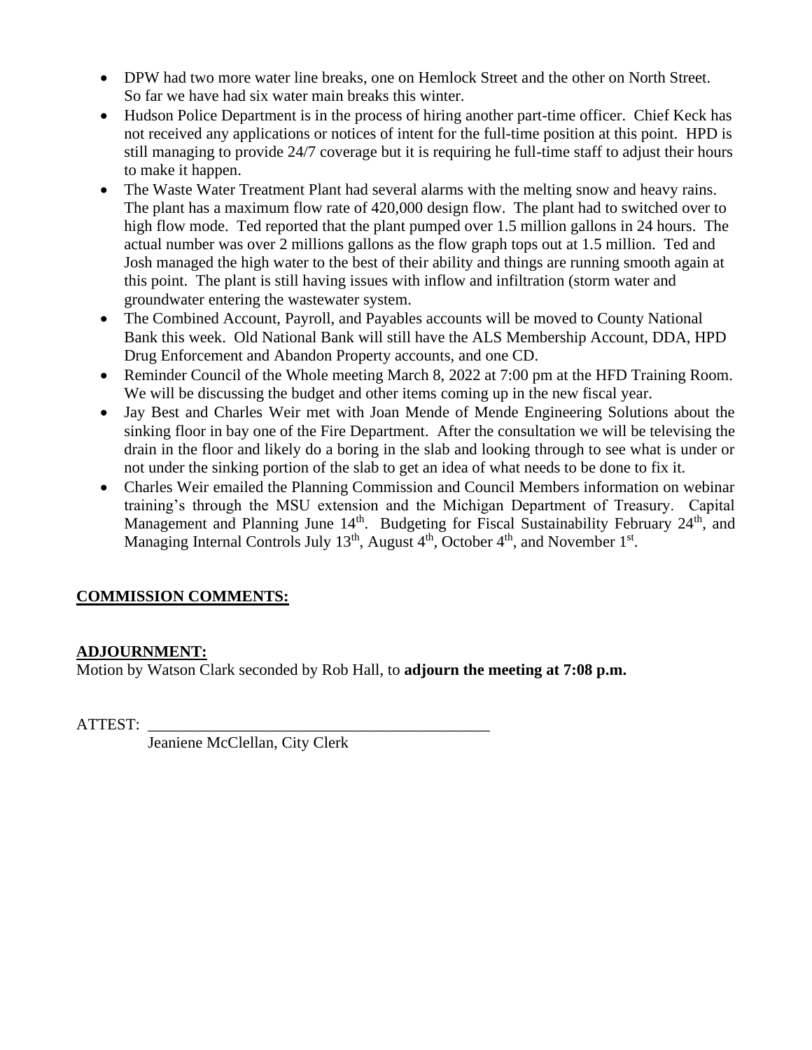- DPW had two more water line breaks, one on Hemlock Street and the other on North Street. So far we have had six water main breaks this winter.
- Hudson Police Department is in the process of hiring another part-time officer. Chief Keck has not received any applications or notices of intent for the full-time position at this point. HPD is still managing to provide 24/7 coverage but it is requiring he full-time staff to adjust their hours to make it happen.
- The Waste Water Treatment Plant had several alarms with the melting snow and heavy rains. The plant has a maximum flow rate of 420,000 design flow. The plant had to switched over to high flow mode. Ted reported that the plant pumped over 1.5 million gallons in 24 hours. The actual number was over 2 millions gallons as the flow graph tops out at 1.5 million. Ted and Josh managed the high water to the best of their ability and things are running smooth again at this point. The plant is still having issues with inflow and infiltration (storm water and groundwater entering the wastewater system.
- The Combined Account, Payroll, and Payables accounts will be moved to County National Bank this week. Old National Bank will still have the ALS Membership Account, DDA, HPD Drug Enforcement and Abandon Property accounts, and one CD.
- Reminder Council of the Whole meeting March 8, 2022 at 7:00 pm at the HFD Training Room. We will be discussing the budget and other items coming up in the new fiscal year.
- Jay Best and Charles Weir met with Joan Mende of Mende Engineering Solutions about the sinking floor in bay one of the Fire Department. After the consultation we will be televising the drain in the floor and likely do a boring in the slab and looking through to see what is under or not under the sinking portion of the slab to get an idea of what needs to be done to fix it.
- Charles Weir emailed the Planning Commission and Council Members information on webinar training's through the MSU extension and the Michigan Department of Treasury. Capital Management and Planning June 14th. Budgeting for Fiscal Sustainability February 24th, and Managing Internal Controls July 13th, August 4th, October 4th, and November 1st.

**COMMISSION COMMENTS:**

**ADJOURNMENT:**

Motion by Watson Clark seconded by Rob Hall, to **adjourn the meeting at 7:08 p.m.**

ATTEST: ___________________________________________

Jeaniene McClellan, City Clerk